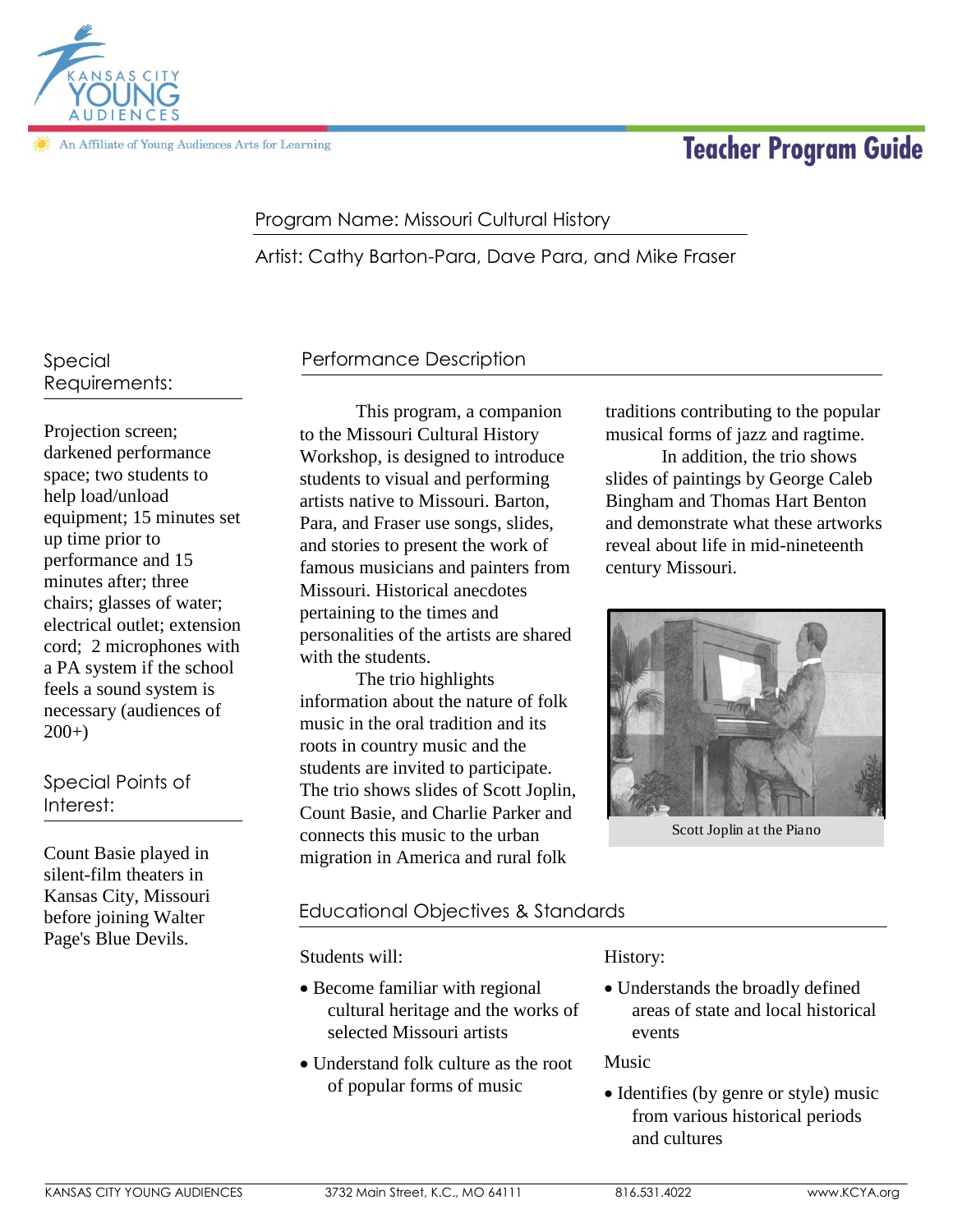# Teacher Program Guide

An Affiliate of Young Audiences Arts for Learning

Program Name: Missouri Cultural History

Artist: Cathy Barton-Para, Dave Para, and Mike Fraser

## Special Requirements:

Projection screen; darkened performance space; two students to help load/unload equipment; 15 minutes set up time prior to performance and 15 minutes after; three chairs; glasses of water; electrical outlet; extension cord; 2 microphones with a PA system if the school feels a sound system is necessary (audiences of 200+)

## Special Points of Interest:

Count Basie played in silent-film theaters in Kansas City, Missouri before joining Walter Page's Blue Devils.

## Performance Description

This program, a companion to the Missouri Cultural History Workshop, is designed to introduce students to visual and performing artists native to Missouri. Barton, Para, and Fraser use songs, slides, and stories to present the work of famous musicians and painters from Missouri. Historical anecdotes pertaining to the times and personalities of the artists are shared with the students.

The trio highlights information about the nature of folk music in the oral tradition and its roots in country music and the students are invited to participate. The trio shows slides of Scott Joplin, Count Basie, and Charlie Parker and connects this music to the urban migration in America and rural folk traditions contributing to the popular musical forms of jazz and ragtime.

In addition, the trio shows slides of paintings by George Caleb Bingham and Thomas Hart Benton and demonstrate what these artworks reveal about life in mid-nineteenth century Missouri.

Scott Joplin at the Piano

## Educational Objectives & Standards

Students will:

- Become familiar with regional cultural heritage and the works of selected Missouri artists
- Understand folk culture as the root of popular forms of music

History:

- Understands the broadly defined areas of state and local historical events

Music

- Identifies (by genre or style) music from various historical periods and cultures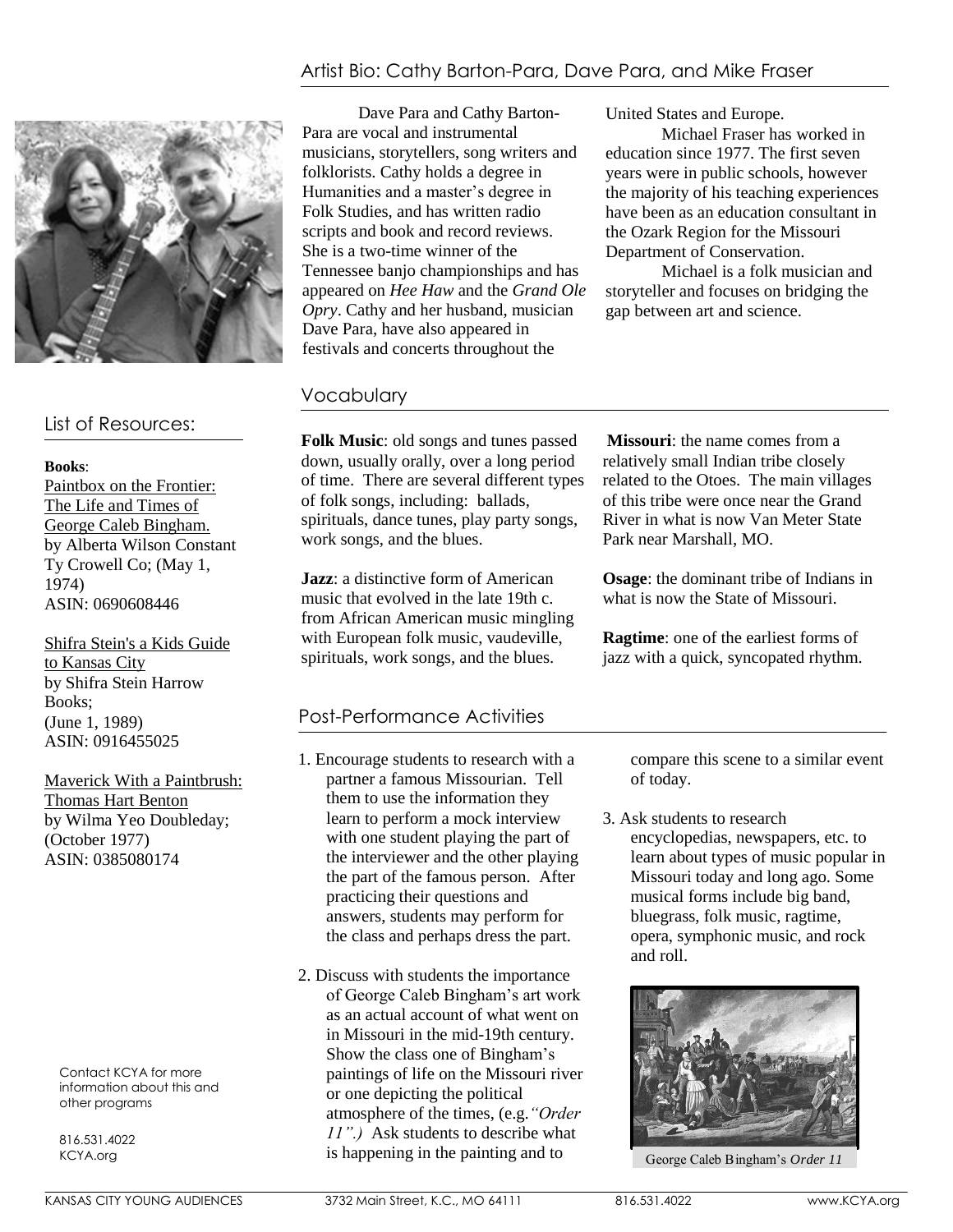## Artist Bio: Cathy Barton-Para, Dave Para, and Mike Fraser

Dave Para and Cathy Barton-Para are vocal and instrumental musicians, storytellers, song writers and folklorists. Cathy holds a degree in Humanities and a master's degree in Folk Studies, and has written radio scripts and book and record reviews. She is a two-time winner of the Tennessee banjo championships and has appeared on *Hee Haw* and the *Grand Ole Opry*. Cathy and her husband, musician Dave Para, have also appeared in festivals and concerts throughout the United States and Europe.

Michael Fraser has worked in education since 1977. The first seven years were in public schools, however the majority of his teaching experiences have been as an education consultant in the Ozark Region for the Missouri Department of Conservation.

Michael is a folk musician and storyteller and focuses on bridging the gap between art and science.

## List of Resources:

**Books**:

Paintbox on the Frontier: The Life and Times of George Caleb Bingham.
by Alberta Wilson Constant
Ty Crowell Co; (May 1, 1974)
ASIN: 0690608446

Shifra Stein's a Kids Guide to Kansas City
by Shifra Stein Harrow Books;
(June 1, 1989)
ASIN: 0916455025

Maverick With a Paintbrush: Thomas Hart Benton
by Wilma Yeo Doubleday;
(October 1977)
ASIN: 0385080174

Contact KCYA for more information about this and other programs

816.531.4022
KCYA.org

## Vocabulary

**Folk Music**: old songs and tunes passed down, usually orally, over a long period of time. There are several different types of folk songs, including: ballads, spirituals, dance tunes, play party songs, work songs, and the blues.

**Jazz**: a distinctive form of American music that evolved in the late 19th c. from African American music mingling with European folk music, vaudeville, spirituals, work songs, and the blues.

**Missouri**: the name comes from a relatively small Indian tribe closely related to the Otoes. The main villages of this tribe were once near the Grand River in what is now Van Meter State Park near Marshall, MO.

**Osage**: the dominant tribe of Indians in what is now the State of Missouri.

**Ragtime**: one of the earliest forms of jazz with a quick, syncopated rhythm.

## Post-Performance Activities

1. Encourage students to research with a partner a famous Missourian. Tell them to use the information they learn to perform a mock interview with one student playing the part of the interviewer and the other playing the part of the famous person. After practicing their questions and answers, students may perform for the class and perhaps dress the part.

2. Discuss with students the importance of George Caleb Bingham's art work as an actual account of what went on in Missouri in the mid-19th century. Show the class one of Bingham's paintings of life on the Missouri river or one depicting the political atmosphere of the times, (e.g.*"Order 11".)* Ask students to describe what is happening in the painting and to compare this scene to a similar event of today.

3. Ask students to research encyclopedias, newspapers, etc. to learn about types of music popular in Missouri today and long ago. Some musical forms include big band, bluegrass, folk music, ragtime, opera, symphonic music, and rock and roll.

George Caleb Bingham's *Order 11*